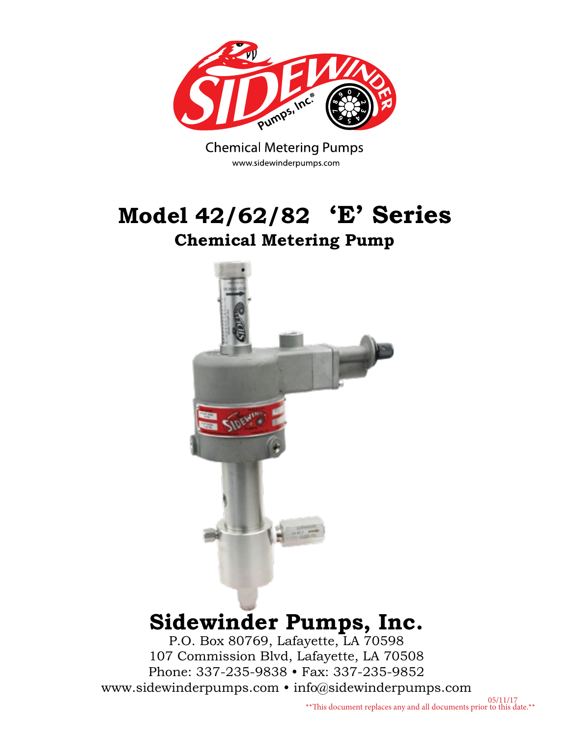Chemical Metering Pumps

www.sidewinderpumps.com

# Model 42/62/82 'E' Series

## Chemical Metering Pump

# Sidewinder Pumps, Inc.

P.O. Box 80769, Lafayette, LA 70598

107 Commission Blvd, Lafayette, LA 70508

Phone: 337-235-9838 • Fax: 337-235-9852

www.sidewinderpumps.com • info@sidewinderpumps.com

05/11/17

**This document replaces any and all documents prior to this date.**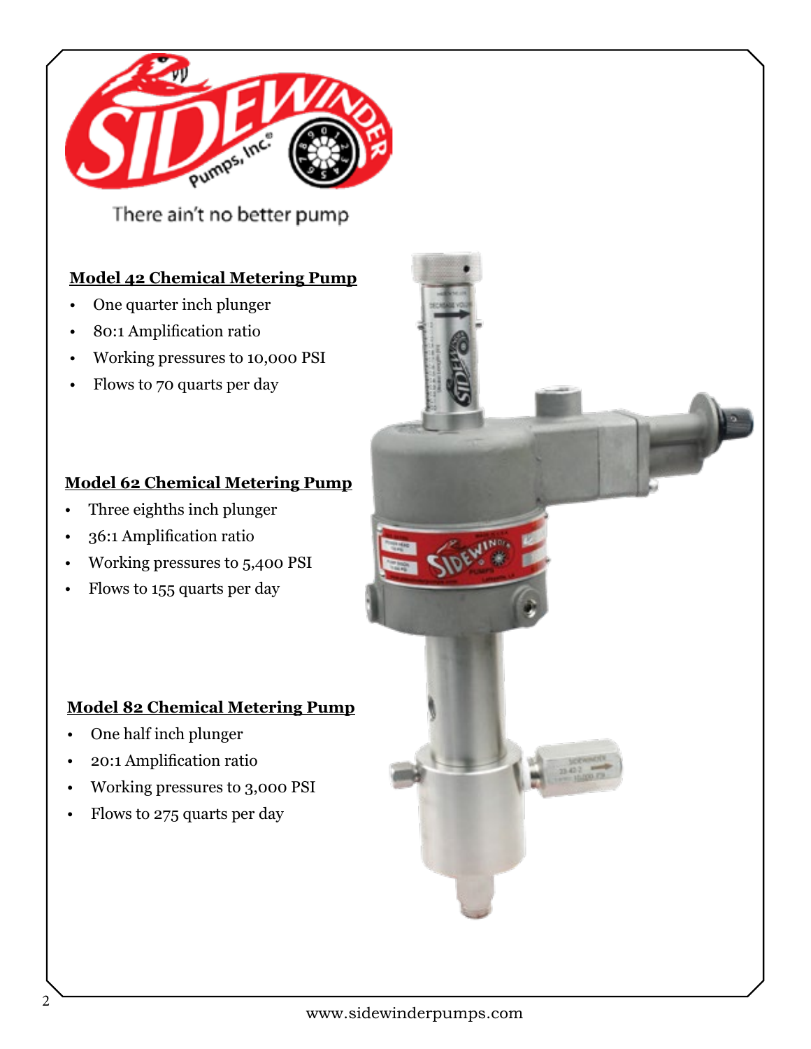There ain't no better pump

## Model 42 Chemical Metering Pump

- One quarter inch plunger
- 80:1 Amplification ratio
- Working pressures to 10,000 PSI
- Flows to 70 quarts per day

## Model 62 Chemical Metering Pump

- Three eighths inch plunger
- 36:1 Amplification ratio
- Working pressures to 5,400 PSI
- Flows to 155 quarts per day

## Model 82 Chemical Metering Pump

- One half inch plunger
- 20:1 Amplification ratio
- Working pressures to 3,000 PSI
- Flows to 275 quarts per day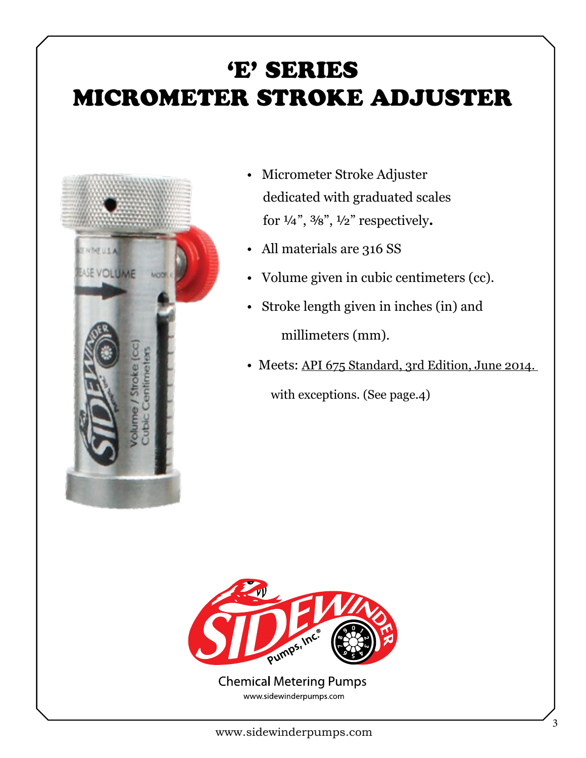# 'E' SERIES MICROMETER STROKE ADJUSTER

- Micrometer Stroke Adjuster dedicated with graduated scales for ¼", ⅜", ½" respectively.
- All materials are 316 SS
- Volume given in cubic centimeters (cc).
- Stroke length given in inches (in) and millimeters (mm).
- Meets: API 675 Standard, 3rd Edition, June 2014. with exceptions. (See page.4)

Chemical Metering Pumps

www.sidewinderpumps.com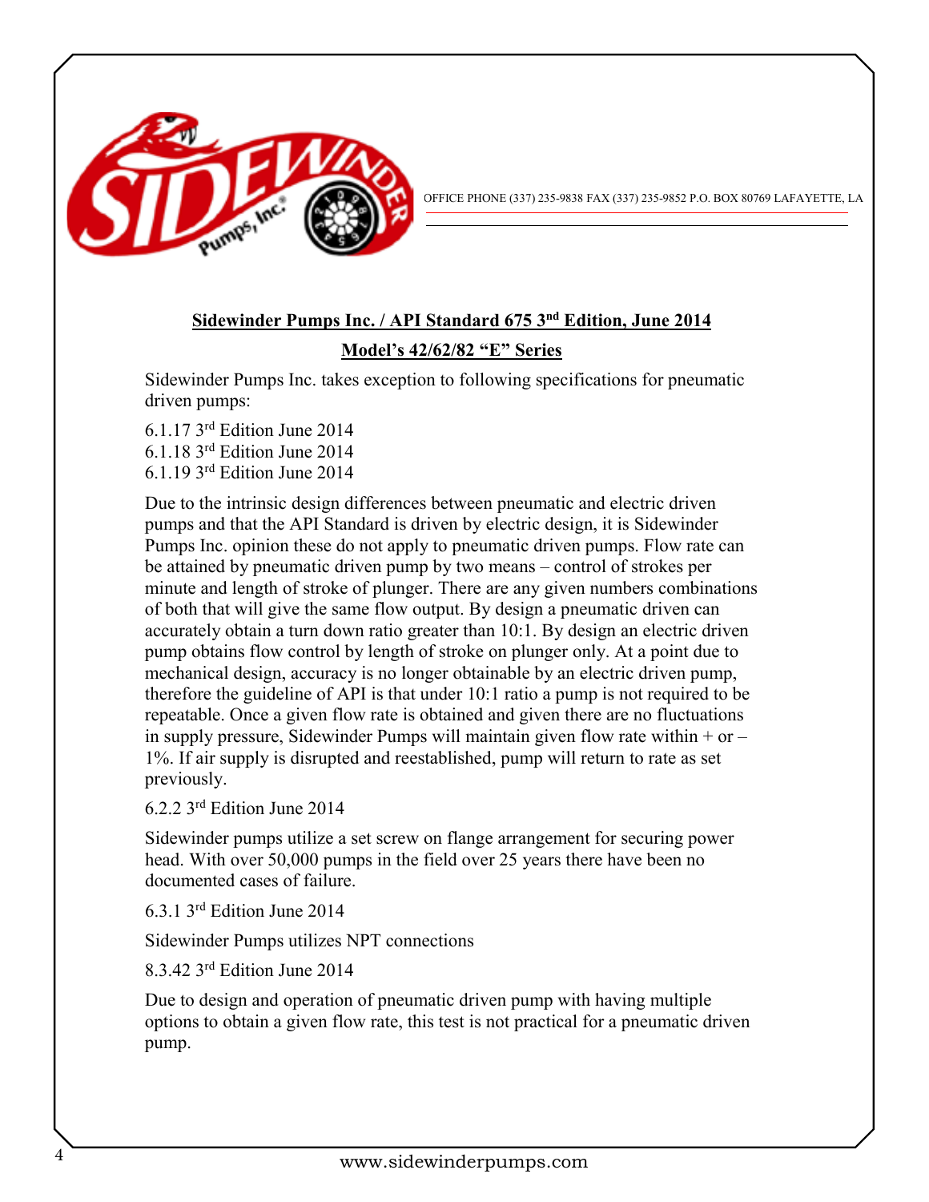OFFICE PHONE (337) 235-9838 FAX (337) 235-9852 P.O. BOX 80769 LAFAYETTE, LA

## Sidewinder Pumps Inc. / API Standard 675 3nd Edition, June 2014

### Model's 42/62/82 "E" Series

Sidewinder Pumps Inc. takes exception to following specifications for pneumatic driven pumps:

6.1.17 3rd Edition June 2014
6.1.18 3rd Edition June 2014
6.1.19 3rd Edition June 2014

Due to the intrinsic design differences between pneumatic and electric driven pumps and that the API Standard is driven by electric design, it is Sidewinder Pumps Inc. opinion these do not apply to pneumatic driven pumps. Flow rate can be attained by pneumatic driven pump by two means – control of strokes per minute and length of stroke of plunger. There are any given numbers combinations of both that will give the same flow output. By design a pneumatic driven can accurately obtain a turn down ratio greater than 10:1. By design an electric driven pump obtains flow control by length of stroke on plunger only. At a point due to mechanical design, accuracy is no longer obtainable by an electric driven pump, therefore the guideline of API is that under 10:1 ratio a pump is not required to be repeatable. Once a given flow rate is obtained and given there are no fluctuations in supply pressure, Sidewinder Pumps will maintain given flow rate within + or – 1%. If air supply is disrupted and reestablished, pump will return to rate as set previously.

6.2.2 3rd Edition June 2014

Sidewinder pumps utilize a set screw on flange arrangement for securing power head. With over 50,000 pumps in the field over 25 years there have been no documented cases of failure.

6.3.1 3rd Edition June 2014

Sidewinder Pumps utilizes NPT connections

8.3.42 3rd Edition June 2014

Due to design and operation of pneumatic driven pump with having multiple options to obtain a given flow rate, this test is not practical for a pneumatic driven pump.

www.sidewinderpumps.com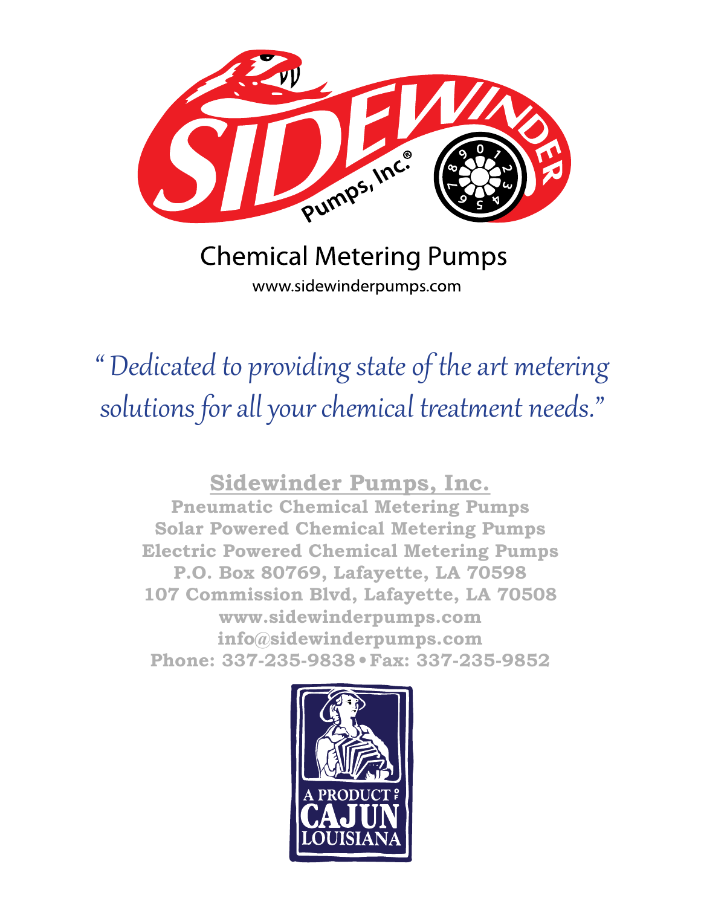Chemical Metering Pumps

www.sidewinderpumps.com

*" Dedicated to providing state of the art metering solutions for all your chemical treatment needs."*

## Sidewinder Pumps, Inc.

**Pneumatic Chemical Metering Pumps**
**Solar Powered Chemical Metering Pumps**
**Electric Powered Chemical Metering Pumps**
**P.O. Box 80769, Lafayette, LA 70598**
**107 Commission Blvd, Lafayette, LA 70508**
**www.sidewinderpumps.com**
**info@sidewinderpumps.com**
**Phone: 337-235-9838 • Fax: 337-235-9852**

A PRODUCT OF CAJUN LOUISIANA